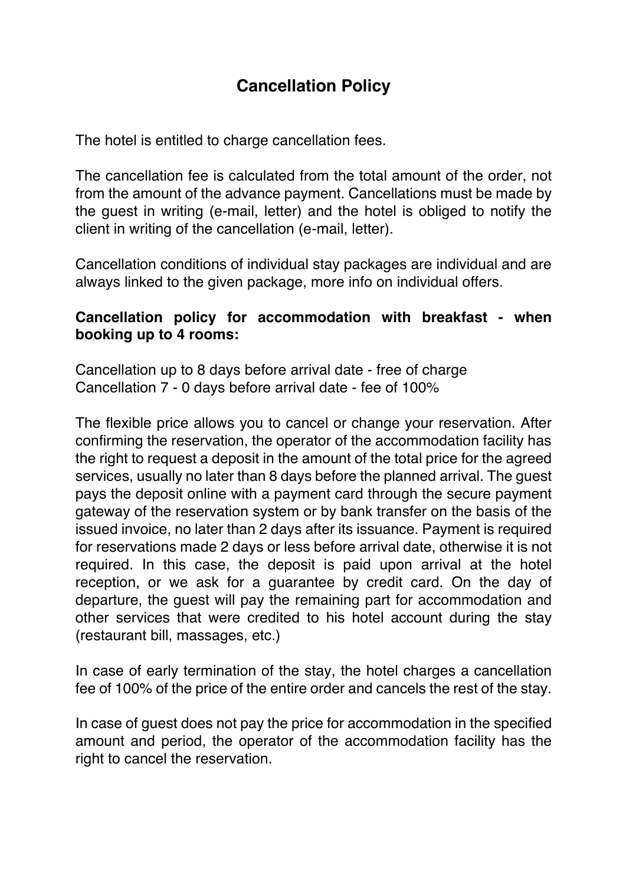# Cancellation Policy

The hotel is entitled to charge cancellation fees.

The cancellation fee is calculated from the total amount of the order, not from the amount of the advance payment. Cancellations must be made by the guest in writing (e-mail, letter) and the hotel is obliged to notify the client in writing of the cancellation (e-mail, letter).

Cancellation conditions of individual stay packages are individual and are always linked to the given package, more info on individual offers.

**Cancellation policy for accommodation with breakfast - when booking up to 4 rooms:**

Cancellation up to 8 days before arrival date - free of charge
Cancellation 7 - 0 days before arrival date - fee of 100%

The flexible price allows you to cancel or change your reservation. After confirming the reservation, the operator of the accommodation facility has the right to request a deposit in the amount of the total price for the agreed services, usually no later than 8 days before the planned arrival. The guest pays the deposit online with a payment card through the secure payment gateway of the reservation system or by bank transfer on the basis of the issued invoice, no later than 2 days after its issuance. Payment is required for reservations made 2 days or less before arrival date, otherwise it is not required. In this case, the deposit is paid upon arrival at the hotel reception, or we ask for a guarantee by credit card. On the day of departure, the guest will pay the remaining part for accommodation and other services that were credited to his hotel account during the stay (restaurant bill, massages, etc.)

In case of early termination of the stay, the hotel charges a cancellation fee of 100% of the price of the entire order and cancels the rest of the stay.

In case of guest does not pay the price for accommodation in the specified amount and period, the operator of the accommodation facility has the right to cancel the reservation.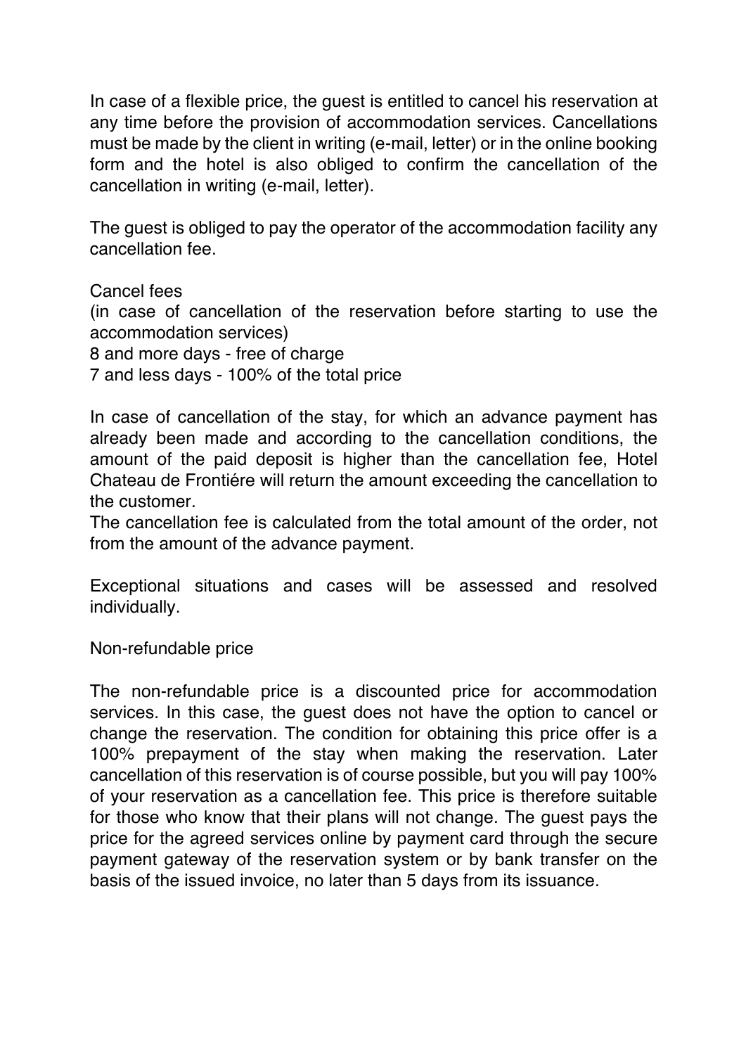In case of a flexible price, the guest is entitled to cancel his reservation at any time before the provision of accommodation services. Cancellations must be made by the client in writing (e-mail, letter) or in the online booking form and the hotel is also obliged to confirm the cancellation of the cancellation in writing (e-mail, letter).

The guest is obliged to pay the operator of the accommodation facility any cancellation fee.

Cancel fees
(in case of cancellation of the reservation before starting to use the accommodation services)
8 and more days - free of charge
7 and less days - 100% of the total price

In case of cancellation of the stay, for which an advance payment has already been made and according to the cancellation conditions, the amount of the paid deposit is higher than the cancellation fee, Hotel Chateau de Frontiére will return the amount exceeding the cancellation to the customer.
The cancellation fee is calculated from the total amount of the order, not from the amount of the advance payment.

Exceptional situations and cases will be assessed and resolved individually.

Non-refundable price

The non-refundable price is a discounted price for accommodation services. In this case, the guest does not have the option to cancel or change the reservation. The condition for obtaining this price offer is a 100% prepayment of the stay when making the reservation. Later cancellation of this reservation is of course possible, but you will pay 100% of your reservation as a cancellation fee. This price is therefore suitable for those who know that their plans will not change. The guest pays the price for the agreed services online by payment card through the secure payment gateway of the reservation system or by bank transfer on the basis of the issued invoice, no later than 5 days from its issuance.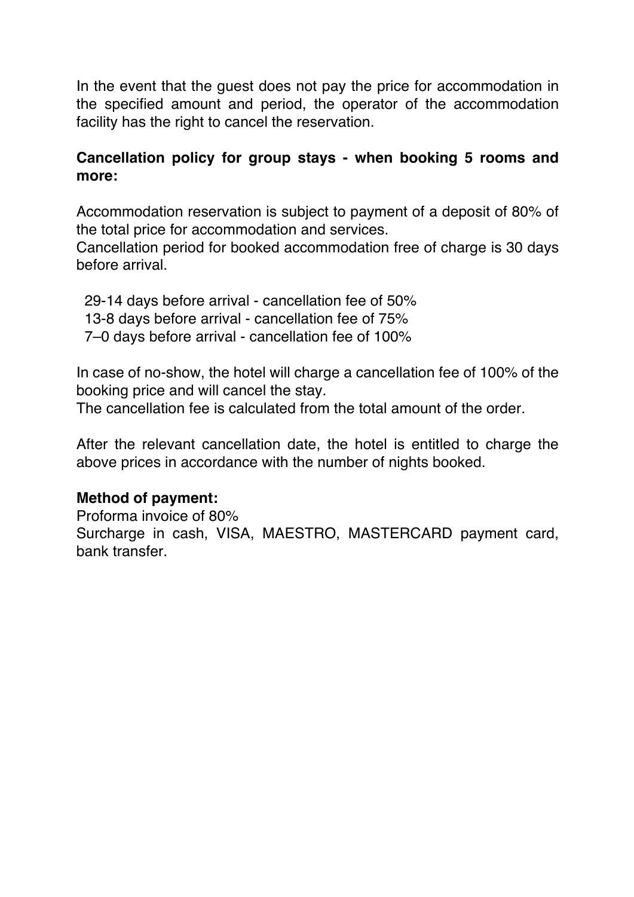In the event that the guest does not pay the price for accommodation in the specified amount and period, the operator of the accommodation facility has the right to cancel the reservation.

**Cancellation policy for group stays - when booking 5 rooms and more:**

Accommodation reservation is subject to payment of a deposit of 80% of the total price for accommodation and services.
Cancellation period for booked accommodation free of charge is 30 days before arrival.

29-14 days before arrival - cancellation fee of 50%
13-8 days before arrival - cancellation fee of 75%
7–0 days before arrival - cancellation fee of 100%

In case of no-show, the hotel will charge a cancellation fee of 100% of the booking price and will cancel the stay.
The cancellation fee is calculated from the total amount of the order.

After the relevant cancellation date, the hotel is entitled to charge the above prices in accordance with the number of nights booked.

**Method of payment:**
Proforma invoice of 80%
Surcharge in cash, VISA, MAESTRO, MASTERCARD payment card, bank transfer.